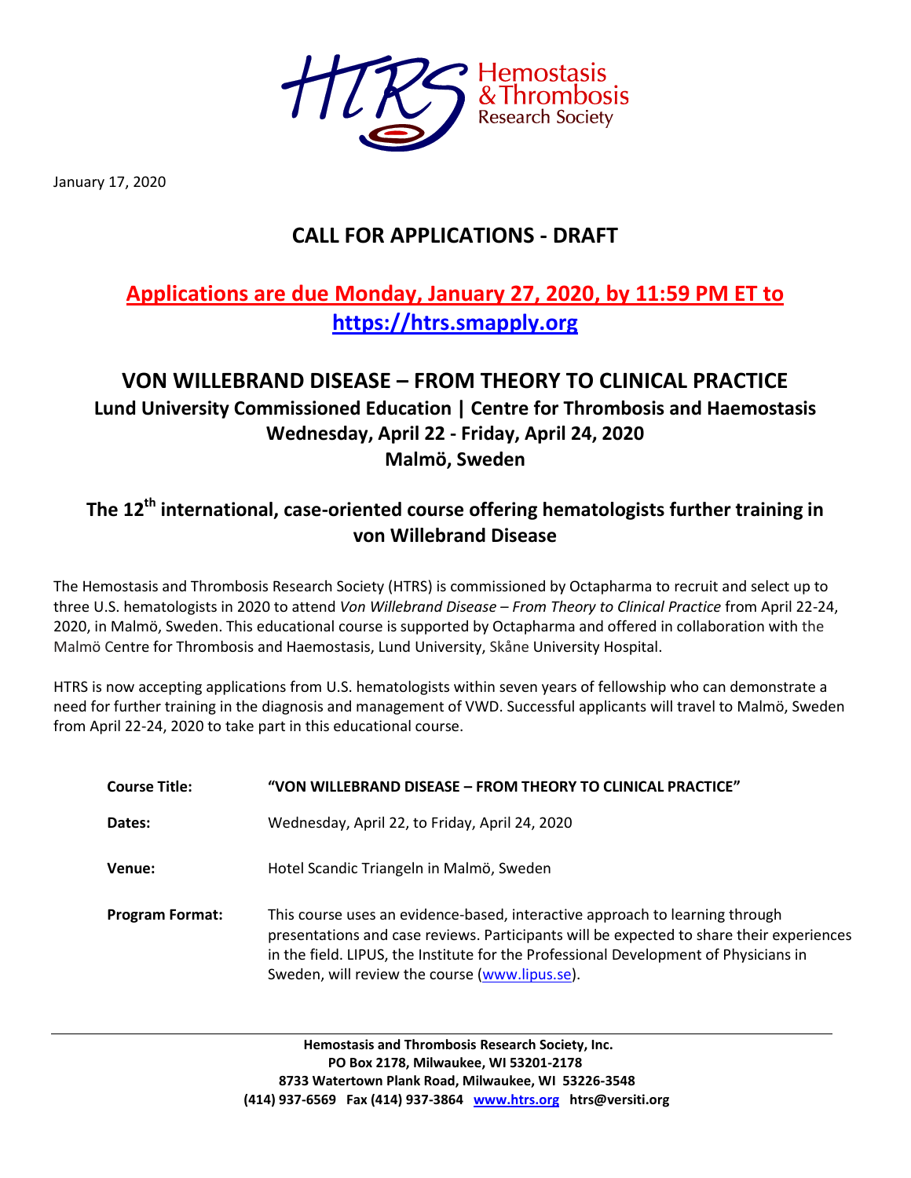Hemostasis & Thrombosis Research Society

January 17, 2020

# CALL FOR APPLICATIONS - DRAFT

## Applications are due Monday, January 27, 2020, by 11:59 PM ET to https://htrs.smapply.org

## VON WILLEBRAND DISEASE – FROM THEORY TO CLINICAL PRACTICE

### Lund University Commissioned Education | Centre for Thrombosis and Haemostasis

### Wednesday, April 22 - Friday, April 24, 2020

### Malmö, Sweden

## The 12th international, case-oriented course offering hematologists further training in von Willebrand Disease

The Hemostasis and Thrombosis Research Society (HTRS) is commissioned by Octapharma to recruit and select up to three U.S. hematologists in 2020 to attend *Von Willebrand Disease – From Theory to Clinical Practice* from April 22-24, 2020, in Malmö, Sweden. This educational course is supported by Octapharma and offered in collaboration with the Malmö Centre for Thrombosis and Haemostasis, Lund University, Skåne University Hospital.

HTRS is now accepting applications from U.S. hematologists within seven years of fellowship who can demonstrate a need for further training in the diagnosis and management of VWD. Successful applicants will travel to Malmö, Sweden from April 22-24, 2020 to take part in this educational course.

| | |
|---|---|
| **Course Title:** | **"VON WILLEBRAND DISEASE – FROM THEORY TO CLINICAL PRACTICE"** |
| **Dates:** | Wednesday, April 22, to Friday, April 24, 2020 |
| **Venue:** | Hotel Scandic Triangeln in Malmö, Sweden |
| **Program Format:** | This course uses an evidence-based, interactive approach to learning through presentations and case reviews. Participants will be expected to share their experiences in the field. LIPUS, the Institute for the Professional Development of Physicians in Sweden, will review the course (www.lipus.se). |

**Hemostasis and Thrombosis Research Society, Inc.**
**PO Box 2178, Milwaukee, WI 53201-2178**
**8733 Watertown Plank Road, Milwaukee, WI 53226-3548**
**(414) 937-6569 Fax (414) 937-3864 www.htrs.org htrs@versiti.org**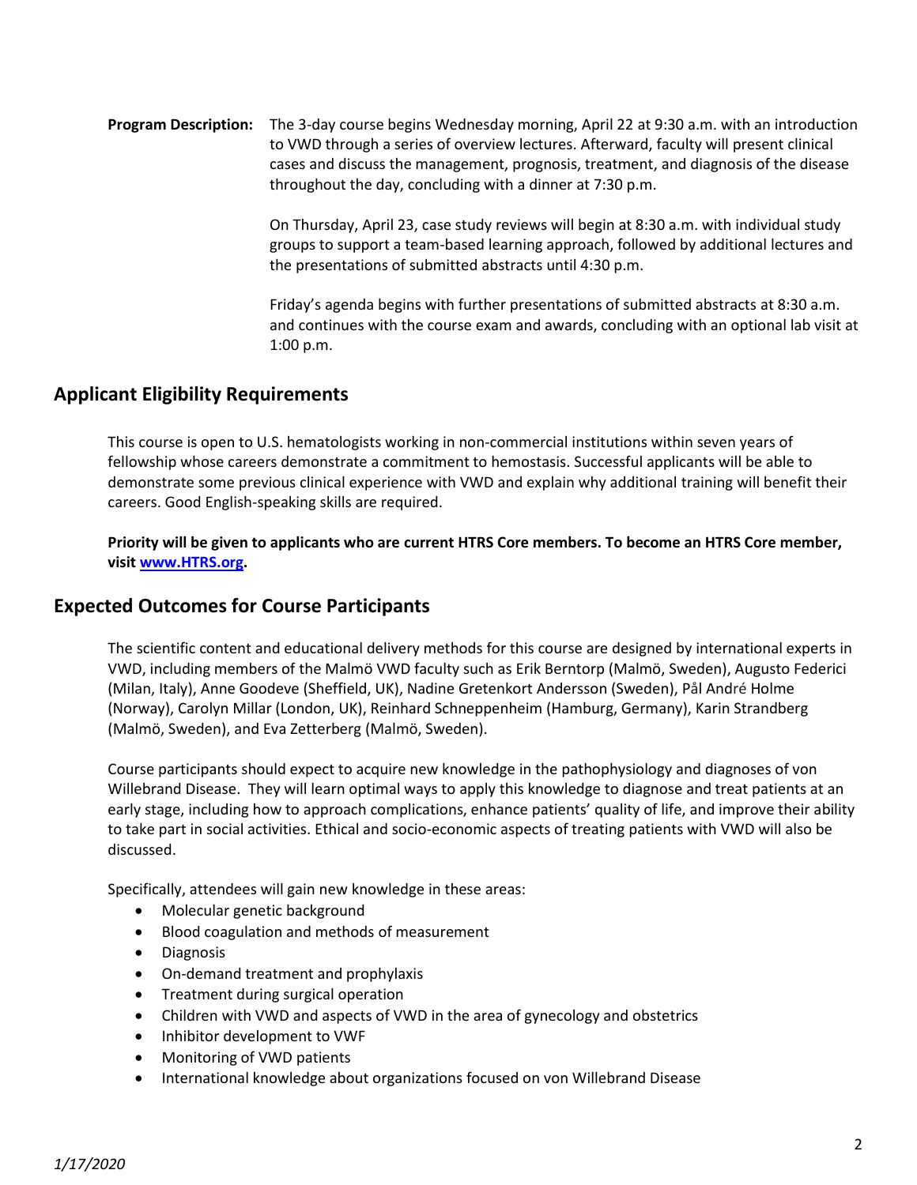**Program Description:** The 3-day course begins Wednesday morning, April 22 at 9:30 a.m. with an introduction to VWD through a series of overview lectures. Afterward, faculty will present clinical cases and discuss the management, prognosis, treatment, and diagnosis of the disease throughout the day, concluding with a dinner at 7:30 p.m.

On Thursday, April 23, case study reviews will begin at 8:30 a.m. with individual study groups to support a team-based learning approach, followed by additional lectures and the presentations of submitted abstracts until 4:30 p.m.

Friday's agenda begins with further presentations of submitted abstracts at 8:30 a.m. and continues with the course exam and awards, concluding with an optional lab visit at 1:00 p.m.

## Applicant Eligibility Requirements

This course is open to U.S. hematologists working in non-commercial institutions within seven years of fellowship whose careers demonstrate a commitment to hemostasis. Successful applicants will be able to demonstrate some previous clinical experience with VWD and explain why additional training will benefit their careers. Good English-speaking skills are required.

**Priority will be given to applicants who are current HTRS Core members. To become an HTRS Core member, visit [www.HTRS.org](http://www.HTRS.org).**

## Expected Outcomes for Course Participants

The scientific content and educational delivery methods for this course are designed by international experts in VWD, including members of the Malmö VWD faculty such as Erik Berntorp (Malmö, Sweden), Augusto Federici (Milan, Italy), Anne Goodeve (Sheffield, UK), Nadine Gretenkort Andersson (Sweden), Pål André Holme (Norway), Carolyn Millar (London, UK), Reinhard Schneppenheim (Hamburg, Germany), Karin Strandberg (Malmö, Sweden), and Eva Zetterberg (Malmö, Sweden).

Course participants should expect to acquire new knowledge in the pathophysiology and diagnoses of von Willebrand Disease. They will learn optimal ways to apply this knowledge to diagnose and treat patients at an early stage, including how to approach complications, enhance patients' quality of life, and improve their ability to take part in social activities. Ethical and socio-economic aspects of treating patients with VWD will also be discussed.

Specifically, attendees will gain new knowledge in these areas:

- Molecular genetic background
- Blood coagulation and methods of measurement
- Diagnosis
- On-demand treatment and prophylaxis
- Treatment during surgical operation
- Children with VWD and aspects of VWD in the area of gynecology and obstetrics
- Inhibitor development to VWF
- Monitoring of VWD patients
- International knowledge about organizations focused on von Willebrand Disease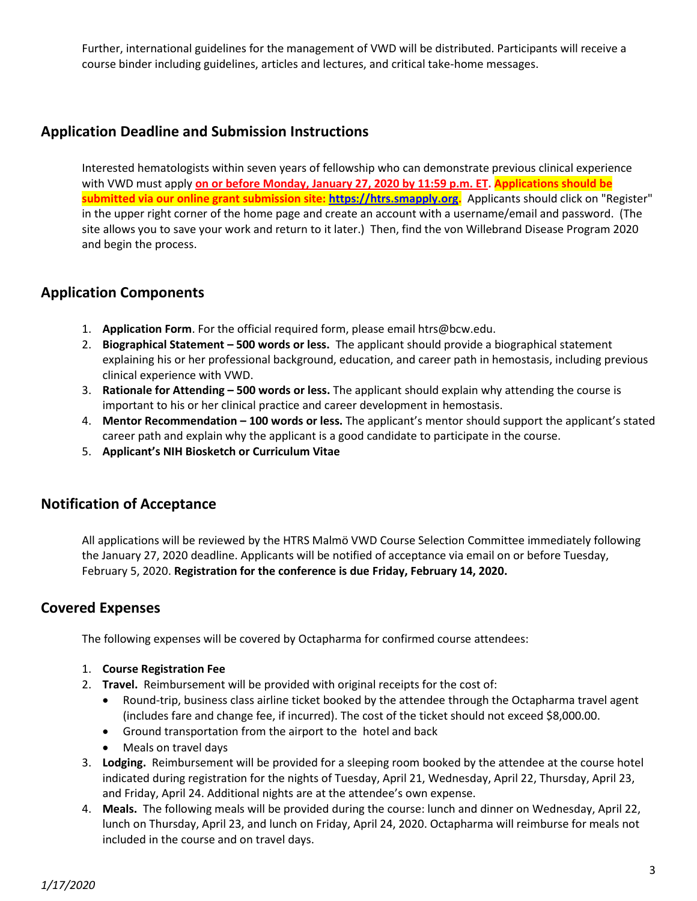Further, international guidelines for the management of VWD will be distributed. Participants will receive a course binder including guidelines, articles and lectures, and critical take-home messages.

## Application Deadline and Submission Instructions

Interested hematologists within seven years of fellowship who can demonstrate previous clinical experience with VWD must apply **on or before Monday, January 27, 2020 by 11:59 p.m. ET**. **Applications should be submitted via our online grant submission site: https://htrs.smapply.org.** Applicants should click on "Register" in the upper right corner of the home page and create an account with a username/email and password. (The site allows you to save your work and return to it later.) Then, find the von Willebrand Disease Program 2020 and begin the process.

## Application Components

1. **Application Form**. For the official required form, please email htrs@bcw.edu.
2. **Biographical Statement – 500 words or less.** The applicant should provide a biographical statement explaining his or her professional background, education, and career path in hemostasis, including previous clinical experience with VWD.
3. **Rationale for Attending – 500 words or less.** The applicant should explain why attending the course is important to his or her clinical practice and career development in hemostasis.
4. **Mentor Recommendation – 100 words or less.** The applicant's mentor should support the applicant's stated career path and explain why the applicant is a good candidate to participate in the course.
5. **Applicant's NIH Biosketch or Curriculum Vitae**

## Notification of Acceptance

All applications will be reviewed by the HTRS Malmö VWD Course Selection Committee immediately following the January 27, 2020 deadline. Applicants will be notified of acceptance via email on or before Tuesday, February 5, 2020. **Registration for the conference is due Friday, February 14, 2020.**

## Covered Expenses

The following expenses will be covered by Octapharma for confirmed course attendees:

1. **Course Registration Fee**
2. **Travel.** Reimbursement will be provided with original receipts for the cost of:
   - Round-trip, business class airline ticket booked by the attendee through the Octapharma travel agent (includes fare and change fee, if incurred). The cost of the ticket should not exceed $8,000.00.
   - Ground transportation from the airport to the hotel and back
   - Meals on travel days
3. **Lodging.** Reimbursement will be provided for a sleeping room booked by the attendee at the course hotel indicated during registration for the nights of Tuesday, April 21, Wednesday, April 22, Thursday, April 23, and Friday, April 24. Additional nights are at the attendee's own expense.
4. **Meals.** The following meals will be provided during the course: lunch and dinner on Wednesday, April 22, lunch on Thursday, April 23, and lunch on Friday, April 24, 2020. Octapharma will reimburse for meals not included in the course and on travel days.

*1/17/2020*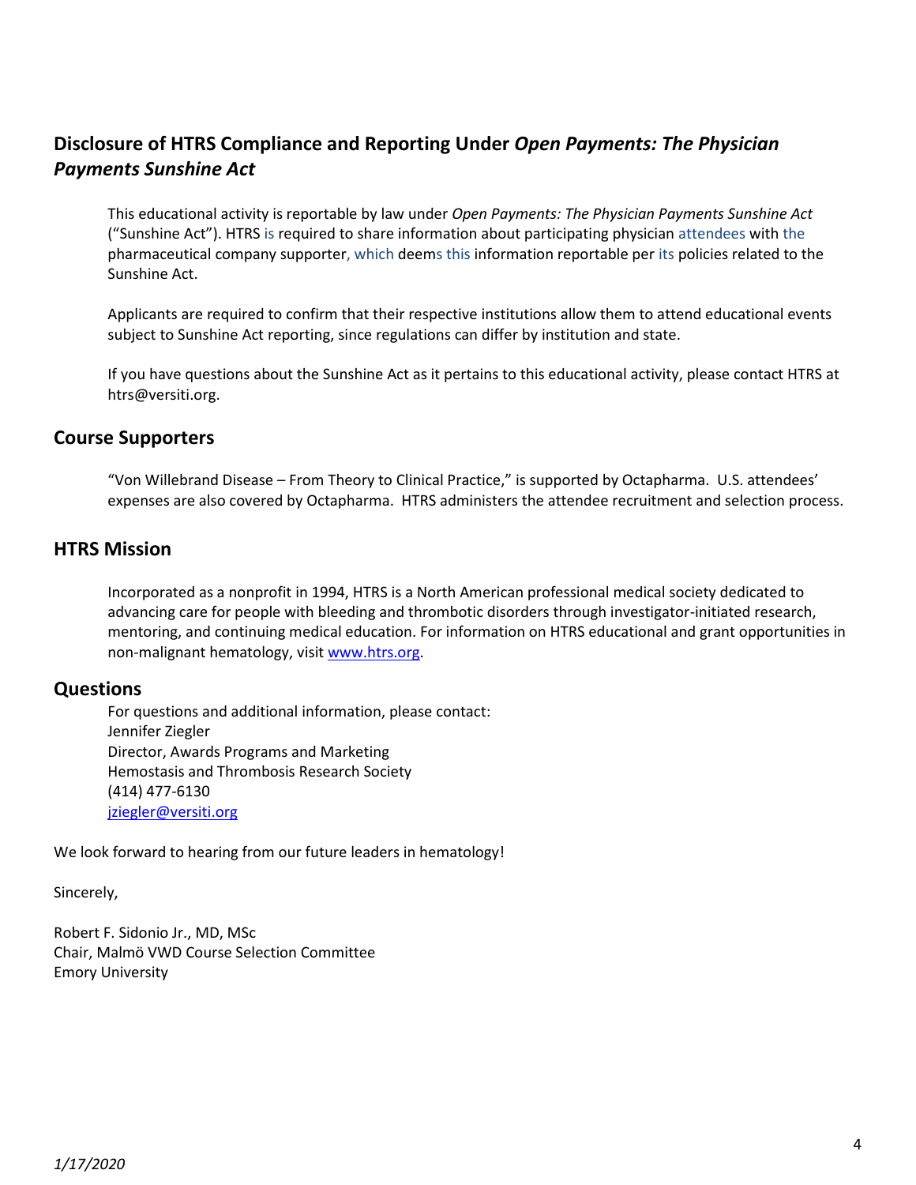## Disclosure of HTRS Compliance and Reporting Under *Open Payments: The Physician Payments Sunshine Act*

This educational activity is reportable by law under *Open Payments: The Physician Payments Sunshine Act* ("Sunshine Act"). HTRS is required to share information about participating physician attendees with the pharmaceutical company supporter, which deems this information reportable per its policies related to the Sunshine Act.

Applicants are required to confirm that their respective institutions allow them to attend educational events subject to Sunshine Act reporting, since regulations can differ by institution and state.

If you have questions about the Sunshine Act as it pertains to this educational activity, please contact HTRS at htrs@versiti.org.

## Course Supporters

"Von Willebrand Disease – From Theory to Clinical Practice," is supported by Octapharma. U.S. attendees' expenses are also covered by Octapharma. HTRS administers the attendee recruitment and selection process.

## HTRS Mission

Incorporated as a nonprofit in 1994, HTRS is a North American professional medical society dedicated to advancing care for people with bleeding and thrombotic disorders through investigator-initiated research, mentoring, and continuing medical education. For information on HTRS educational and grant opportunities in non-malignant hematology, visit [www.htrs.org](www.htrs.org).

## Questions

For questions and additional information, please contact:
Jennifer Ziegler
Director, Awards Programs and Marketing
Hemostasis and Thrombosis Research Society
(414) 477-6130
[jziegler@versiti.org](mailto:jziegler@versiti.org)

We look forward to hearing from our future leaders in hematology!

Sincerely,

Robert F. Sidonio Jr., MD, MSc
Chair, Malmö VWD Course Selection Committee
Emory University

*1/17/2020*